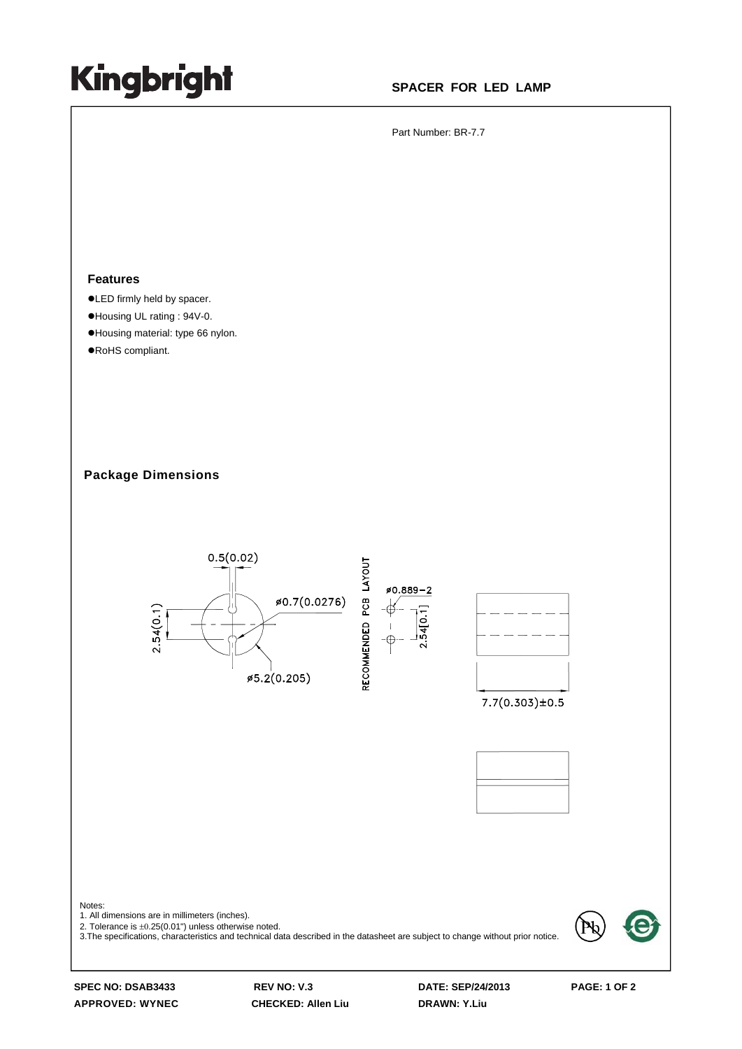# Kingbright

**SPACER FOR LED LAMP**

Part Number: BR-7.7

### Features

- LED firmly held by spacer.
- Housing UL rating : 94V-0.
- Housing material: type 66 nylon.
- RoHS compliant.

### Package Dimensions

0.5(0.02)

ø0.7(0.0276)

2.54(0.1)

ø5.2(0.205)

RECOMMENDED PCB LAYOUT

ø0.889-2

2.54[0.1]

7.7(0.303)±0.5

Notes:
1. All dimensions are in millimeters (inches).
2. Tolerance is ±0.25(0.01") unless otherwise noted.
3. The specifications, characteristics and technical data described in the datasheet are subject to change without prior notice.

**SPEC NO: DSAB3433** **REV NO: V.3** **DATE: SEP/24/2013**
**APPROVED: WYNEC** **CHECKED: Allen Liu** **DRAWN: Y.Liu**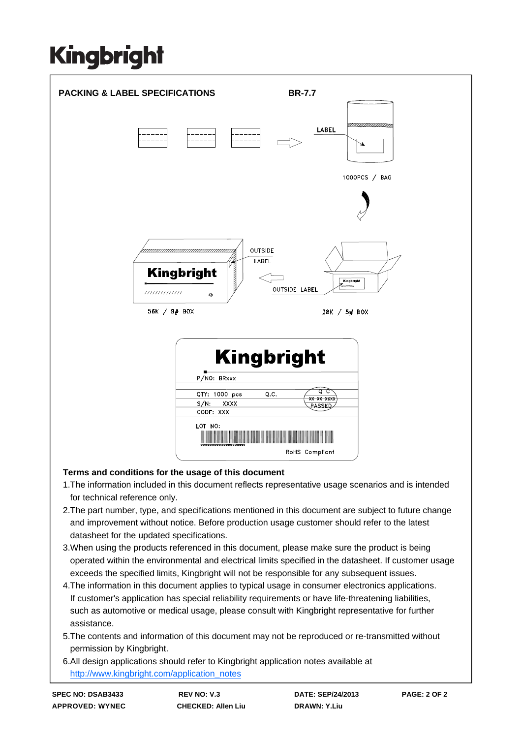# Kingbright

## PACKING & LABEL SPECIFICATIONS

BR-7.7

LABEL

1000PCS / BAG

OUTSIDE LABEL

OUTSIDE LABEL

56K / 9# BOX

28K / 5# BOX

Kingbright

P/NO: BRxxx

QTY: 1000 pcs

Q.C.

S/N: XXXX

CODE: XXX

Q C

XX XX XXXX

PASSED

LOT NO:

RoHS Compliant

### Terms and conditions for the usage of this document

1. The information included in this document reflects representative usage scenarios and is intended for technical reference only.
2. The part number, type, and specifications mentioned in this document are subject to future change and improvement without notice. Before production usage customer should refer to the latest datasheet for the updated specifications.
3. When using the products referenced in this document, please make sure the product is being operated within the environmental and electrical limits specified in the datasheet. If customer usage exceeds the specified limits, Kingbright will not be responsible for any subsequent issues.
4. The information in this document applies to typical usage in consumer electronics applications. If customer's application has special reliability requirements or have life-threatening liabilities, such as automotive or medical usage, please consult with Kingbright representative for further assistance.
5. The contents and information of this document may not be reproduced or re-transmitted without permission by Kingbright.
6. All design applications should refer to Kingbright application notes available at http://www.kingbright.com/application_notes

SPEC NO: DSAB3433 | REV NO: V.3 | DATE: SEP/24/2013

APPROVED: WYNEC | CHECKED: Allen Liu | DRAWN: Y.Liu